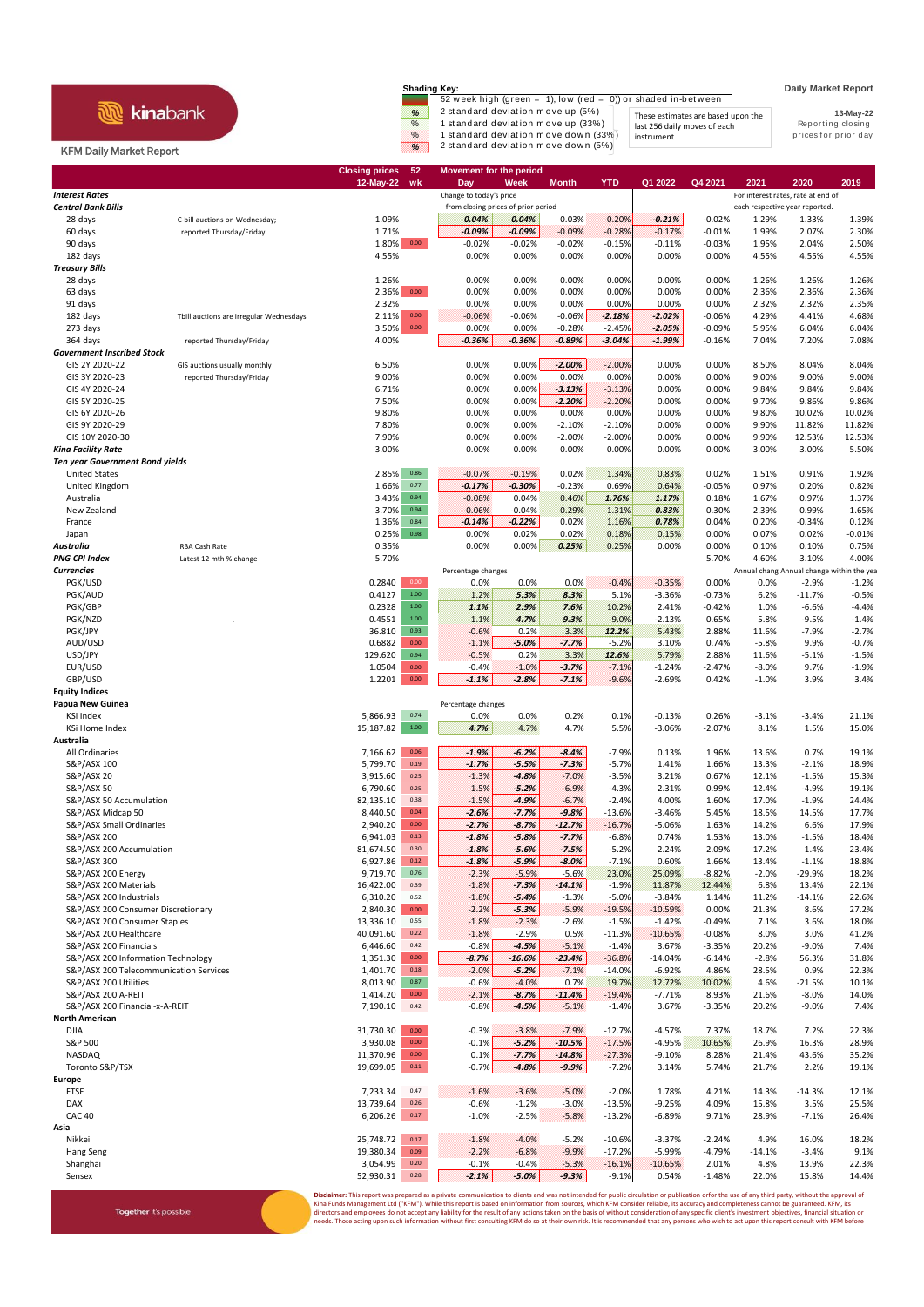# kinabank

## KFM Daily Market Report

**Shading Key:**

- 52 week high (green = 1), low (red = 0)) or shaded in-between
- % 2 standard deviation move up (5%)
- % 1 standard deviation move up (33%)
- % 1 standard deviation move down (33%)
- % 2 standard deviation move down (5%)

These estimates are based upon the last 256 daily moves of each instrument

**Daily Market Report**

**13-May-22**

Reporting closing prices for prior day

| | | Closing prices 12-May-22 | 52 wk | Movement for the period Day | Week | Month | YTD | Q1 2022 | Q4 2021 | 2021 | 2020 | 2019 |
|---|---|---|---|---|---|---|---|---|---|---|---|---|
| ***Interest Rates*** | | | | Change to today's price | | | | | | For interest rates, rate at end of | | |
| ***Central Bank Bills*** | | | | from closing prices of prior period | | | | | | each respective year reported. | | |
| 28 days | C-bill auctions on Wednesday; | 1.09% | | 0.04% | 0.04% | 0.03% | -0.20% | -0.21% | -0.02% | 1.29% | 1.33% | 1.39% |
| 60 days | reported Thursday/Friday | 1.71% | | -0.09% | -0.09% | -0.09% | -0.28% | -0.17% | -0.01% | 1.99% | 2.07% | 2.30% |
| 90 days | | 1.80% | 0.00 | -0.02% | -0.02% | -0.02% | -0.15% | -0.11% | -0.03% | 1.95% | 2.04% | 2.50% |
| 182 days | | 4.55% | | 0.00% | 0.00% | 0.00% | 0.00% | 0.00% | 0.00% | 4.55% | 4.55% | 4.55% |
| ***Treasury Bills*** | | | | | | | | | | | | |
| 28 days | | 1.26% | | 0.00% | 0.00% | 0.00% | 0.00% | 0.00% | 0.00% | 1.26% | 1.26% | 1.26% |
| 63 days | | 2.36% | 0.00 | 0.00% | 0.00% | 0.00% | 0.00% | 0.00% | 0.00% | 2.36% | 2.36% | 2.36% |
| 91 days | | 2.32% | | 0.00% | 0.00% | 0.00% | 0.00% | 0.00% | 0.00% | 2.32% | 2.32% | 2.35% |
| 182 days | Tbill auctions are irregular Wednesdays | 2.11% | 0.00 | -0.06% | -0.06% | -0.06% | -2.18% | -2.02% | -0.06% | 4.29% | 4.41% | 4.68% |
| 273 days | | 3.50% | 0.00 | 0.00% | 0.00% | -0.28% | -2.45% | -2.05% | -0.09% | 5.95% | 6.04% | 6.04% |
| 364 days | reported Thursday/Friday | 4.00% | | -0.36% | -0.36% | -0.89% | -3.04% | -1.99% | -0.16% | 7.04% | 7.20% | 7.08% |
| ***Government Inscribed Stock*** | | | | | | | | | | | | |
| GIS 2Y 2020-22 | GIS auctions usually monthly | 6.50% | | 0.00% | 0.00% | -2.00% | -2.00% | 0.00% | 0.00% | 8.50% | 8.04% | 8.04% |
| GIS 3Y 2020-23 | reported Thursday/Friday | 9.00% | | 0.00% | 0.00% | 0.00% | 0.00% | 0.00% | 0.00% | 9.00% | 9.00% | 9.00% |
| GIS 4Y 2020-24 | | 6.71% | | 0.00% | 0.00% | -3.13% | -3.13% | 0.00% | 0.00% | 9.84% | 9.84% | 9.84% |
| GIS 5Y 2020-25 | | 7.50% | | 0.00% | 0.00% | -2.20% | -2.20% | 0.00% | 0.00% | 9.70% | 9.86% | 9.86% |
| GIS 6Y 2020-26 | | 9.80% | | 0.00% | 0.00% | 0.00% | 0.00% | 0.00% | 0.00% | 9.80% | 10.02% | 10.02% |
| GIS 9Y 2020-29 | | 7.80% | | 0.00% | 0.00% | -2.10% | -2.10% | 0.00% | 0.00% | 9.90% | 11.82% | 11.82% |
| GIS 10Y 2020-30 | | 7.90% | | 0.00% | 0.00% | -2.00% | -2.00% | 0.00% | 0.00% | 9.90% | 12.53% | 12.53% |
| ***Kina Facility Rate*** | | 3.00% | | 0.00% | 0.00% | 0.00% | 0.00% | 0.00% | 0.00% | 3.00% | 3.00% | 5.50% |
| ***Ten year Government Bond yields*** | | | | | | | | | | | | |
| United States | | 2.85% | 0.86 | -0.07% | -0.19% | 0.02% | 1.34% | 0.83% | 0.02% | 1.51% | 0.91% | 1.92% |
| United Kingdom | | 1.66% | 0.77 | -0.17% | -0.30% | -0.23% | 0.69% | 0.64% | -0.05% | 0.97% | 0.20% | 0.82% |
| Australia | | 3.43% | 0.94 | -0.08% | 0.04% | 0.46% | 1.76% | 1.17% | 0.18% | 1.67% | 0.97% | 1.37% |
| New Zealand | | 3.70% | 0.94 | -0.06% | -0.04% | 0.29% | 1.31% | 0.83% | 0.30% | 2.39% | 0.99% | 1.65% |
| France | | 1.36% | 0.84 | -0.14% | -0.22% | 0.02% | 1.16% | 0.78% | 0.04% | 0.20% | -0.34% | 0.12% |
| Japan | | 0.25% | 0.98 | 0.00% | 0.02% | 0.02% | 0.18% | 0.15% | 0.00% | 0.07% | 0.02% | -0.01% |
| ***Australia*** | RBA Cash Rate | 0.35% | | 0.00% | 0.00% | 0.25% | 0.25% | 0.00% | 0.00% | 0.10% | 0.10% | 0.75% |
| ***PNG CPI Index*** | Latest 12 mth % change | 5.70% | | | | | | | 5.70% | 4.60% | 3.10% | 4.00% |
| ***Currencies*** | | | | Percentage changes | | | | | | Annual chang | Annual change within the yea | |
| PGK/USD | | 0.2840 | 0.00 | 0.0% | 0.0% | 0.0% | -0.4% | -0.35% | 0.00% | 0.0% | -2.9% | -1.2% |
| PGK/AUD | | 0.4127 | 1.00 | 1.2% | 5.3% | 8.3% | 5.1% | -3.36% | -0.73% | 6.2% | -11.7% | -0.5% |
| PGK/GBP | | 0.2328 | 1.00 | 1.1% | 2.9% | 7.6% | 10.2% | 2.41% | -0.42% | 1.0% | -6.6% | -4.4% |
| PGK/NZD | | 0.4551 | 1.00 | 1.1% | 4.7% | 9.3% | 9.0% | -2.13% | 0.65% | 5.8% | -9.5% | -1.4% |
| PGK/JPY | | 36.810 | 0.93 | -0.6% | 0.2% | 3.3% | 12.2% | 5.43% | 2.88% | 11.6% | -7.9% | -2.7% |
| AUD/USD | | 0.6882 | 0.00 | -1.1% | -5.0% | -7.7% | -5.2% | 3.10% | 0.74% | -5.8% | 9.9% | -0.7% |
| USD/JPY | | 129.620 | 0.94 | -0.5% | 0.2% | 3.3% | 12.6% | 5.79% | 2.88% | 11.6% | -5.1% | -1.5% |
| EUR/USD | | 1.0504 | 0.00 | -0.4% | -1.0% | -3.7% | -7.1% | -1.24% | -2.47% | -8.0% | 9.7% | -1.9% |
| GBP/USD | | 1.2201 | 0.00 | -1.1% | -2.8% | -7.1% | -9.6% | -2.69% | 0.42% | -1.0% | 3.9% | 3.4% |
| **Equity Indices** | | | | | | | | | | | | |
| **Papua New Guinea** | | | | Percentage changes | | | | | | | | |
| KSi Index | | 5,866.93 | 0.74 | 0.0% | 0.0% | 0.2% | 0.1% | -0.13% | 0.26% | -3.1% | -3.4% | 21.1% |
| KSi Home Index | | 15,187.82 | 1.00 | 4.7% | 4.7% | 4.7% | 5.5% | -3.06% | -2.07% | 8.1% | 1.5% | 15.0% |
| **Australia** | | | | | | | | | | | | |
| All Ordinaries | | 7,166.62 | 0.06 | -1.9% | -6.2% | -8.4% | -7.9% | 0.13% | 1.96% | 13.6% | 0.7% | 19.1% |
| S&P/ASX 100 | | 5,799.70 | 0.19 | -1.7% | -5.5% | -7.3% | -5.7% | 1.41% | 1.66% | 13.3% | -2.1% | 18.9% |
| S&P/ASX 20 | | 3,915.60 | 0.25 | -1.3% | -4.8% | -7.0% | -3.5% | 3.21% | 0.67% | 12.1% | -1.5% | 15.3% |
| S&P/ASX 50 | | 6,790.60 | 0.25 | -1.5% | -5.2% | -6.9% | -4.3% | 2.31% | 0.99% | 12.4% | -4.9% | 19.1% |
| S&P/ASX 50 Accumulation | | 82,135.10 | 0.38 | -1.5% | -4.9% | -6.7% | -2.4% | 4.00% | 1.60% | 17.0% | -1.9% | 24.4% |
| S&P/ASX Midcap 50 | | 8,440.50 | 0.04 | -2.6% | -7.7% | -9.8% | -13.6% | -3.46% | 5.45% | 18.5% | 14.5% | 17.7% |
| S&P/ASX Small Ordinaries | | 2,940.20 | 0.00 | -2.7% | -8.7% | -12.7% | -16.7% | -5.06% | 1.63% | 14.2% | 6.6% | 17.9% |
| S&P/ASX 200 | | 6,941.03 | 0.13 | -1.8% | -5.8% | -7.7% | -6.8% | 0.74% | 1.53% | 13.0% | -1.5% | 18.4% |
| S&P/ASX 200 Accumulation | | 81,674.50 | 0.30 | -1.8% | -5.6% | -7.5% | -5.2% | 2.24% | 2.09% | 17.2% | 1.4% | 23.4% |
| S&P/ASX 300 | | 6,927.86 | 0.12 | -1.8% | -5.9% | -8.0% | -7.1% | 0.60% | 1.66% | 13.4% | -1.1% | 18.8% |
| S&P/ASX 200 Energy | | 9,719.70 | 0.76 | -2.3% | -5.9% | -5.6% | 23.0% | 25.09% | -8.82% | -2.0% | -29.9% | 18.2% |
| S&P/ASX 200 Materials | | 16,422.00 | 0.39 | -1.8% | -7.3% | -14.1% | -1.9% | 11.87% | 12.44% | 6.8% | 13.4% | 22.1% |
| S&P/ASX 200 Industrials | | 6,310.20 | 0.52 | -1.8% | -5.4% | -1.3% | -5.0% | -3.84% | 1.14% | 11.2% | -14.1% | 22.6% |
| S&P/ASX 200 Consumer Discretionary | | 2,840.30 | 0.00 | -2.2% | -5.3% | -5.9% | -19.5% | -10.59% | 0.00% | 21.3% | 8.6% | 27.2% |
| S&P/ASX 200 Consumer Staples | | 13,336.10 | 0.55 | -1.8% | -2.3% | -2.6% | -1.5% | -1.42% | -0.49% | 7.1% | 3.6% | 18.0% |
| S&P/ASX 200 Healthcare | | 40,091.60 | 0.22 | -1.8% | -2.9% | 0.5% | -11.3% | -10.65% | -0.08% | 8.0% | 3.0% | 41.2% |
| S&P/ASX 200 Financials | | 6,446.60 | 0.42 | -0.8% | -4.5% | -5.1% | -1.4% | 3.67% | -3.35% | 20.2% | -9.0% | 7.4% |
| S&P/ASX 200 Information Technology | | 1,351.30 | 0.00 | -8.7% | -16.6% | -23.4% | -36.8% | -14.04% | -6.14% | -2.8% | 56.3% | 31.8% |
| S&P/ASX 200 Telecommunication Services | | 1,401.70 | 0.18 | -2.0% | -5.2% | -7.1% | -14.0% | -6.92% | 4.86% | 28.5% | 0.9% | 22.3% |
| S&P/ASX 200 Utilities | | 8,013.90 | 0.87 | -0.6% | -4.0% | 0.7% | 19.7% | 12.72% | 10.02% | 4.6% | -21.5% | 10.1% |
| S&P/ASX 200 A-REIT | | 1,414.20 | 0.00 | -2.1% | -8.7% | -11.4% | -19.4% | -7.71% | 8.93% | 21.6% | -8.0% | 14.0% |
| S&P/ASX 200 Financial-x-A-REIT | | 7,190.10 | 0.42 | -0.8% | -4.5% | -5.1% | -1.4% | 3.67% | -3.35% | 20.2% | -9.0% | 7.4% |
| **North American** | | | | | | | | | | | | |
| DJIA | | 31,730.30 | 0.00 | -0.3% | -3.8% | -7.9% | -12.7% | -4.57% | 7.37% | 18.7% | 7.2% | 22.3% |
| S&P 500 | | 3,930.08 | 0.00 | -0.1% | -5.2% | -10.5% | -17.5% | -4.95% | 10.65% | 26.9% | 16.3% | 28.9% |
| NASDAQ | | 11,370.96 | 0.00 | 0.1% | -7.7% | -14.8% | -27.3% | -9.10% | 8.28% | 21.4% | 43.6% | 35.2% |
| Toronto S&P/TSX | | 19,699.05 | 0.11 | -0.7% | -4.8% | -9.9% | -7.2% | 3.14% | 5.74% | 21.7% | 2.2% | 19.1% |
| **Europe** | | | | | | | | | | | | |
| FTSE | | 7,233.34 | 0.47 | -1.6% | -3.6% | -5.0% | -2.0% | 1.78% | 4.21% | 14.3% | -14.3% | 12.1% |
| DAX | | 13,739.64 | 0.26 | -0.6% | -1.2% | -3.0% | -13.5% | -9.25% | 4.09% | 15.8% | 3.5% | 25.5% |
| CAC 40 | | 6,206.26 | 0.17 | -1.0% | -2.5% | -5.8% | -13.2% | -6.89% | 9.71% | 28.9% | -7.1% | 26.4% |
| **Asia** | | | | | | | | | | | | |
| Nikkei | | 25,748.72 | 0.17 | -1.8% | -4.0% | -5.2% | -10.6% | -3.37% | -2.24% | 4.9% | 16.0% | 18.2% |
| Hang Seng | | 19,380.34 | 0.09 | -2.2% | -6.8% | -9.9% | -17.2% | -5.99% | -4.79% | -14.1% | -3.4% | 9.1% |
| Shanghai | | 3,054.99 | 0.20 | -0.1% | -0.4% | -5.3% | -16.1% | -10.65% | 2.01% | 4.8% | 13.9% | 22.3% |
| Sensex | | 52,930.31 | 0.28 | -2.1% | -5.0% | -9.3% | -9.1% | 0.54% | -1.48% | 22.0% | 15.8% | 14.4% |

Together it's possible

**Disclaimer:** This report was prepared as a private communication to clients and was not intended for public circulation or publication orfor the use of any third party, without the approval of Kina Funds Management Ltd ("KFM"). While this report is based on information from sources, which KFM consider reliable, its accuracy and completeness cannot be guaranteed. KFM, its directors and employees do not accept any liability for the result of any actions taken on the basis of without consideration of any specific client's investment objectives, financial situation or needs. Those acting upon such information without first consulting KFM do so at their own risk. It is recommended that any persons who wish to act upon this report consult with KFM before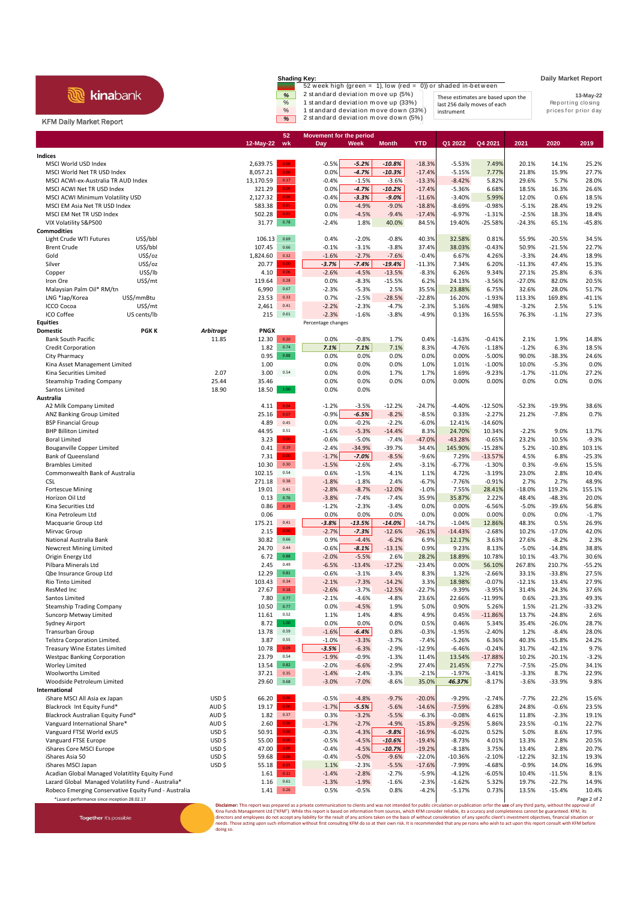**kinabank**

KFM Daily Market Report

**Shading Key:**

52 week high (green = 1), low (red = 0)) or shaded in-between

| | |
|---|---|
| % | 2 standard deviation move up (5%) |
| % | 1 standard deviation move up (33%) |
| % | 1 standard deviation move down (33%) |
| % | 2 standard deviation move down (5%) |

These estimates are based upon the last 256 daily moves of each instrument

**Daily Market Report**

**13-May-22**

Reporting closing prices for prior day

| | | | 12-May-22 | 52 wk | Day | Week | Month | YTD | Q1 2022 | Q4 2021 | 2021 | 2020 | 2019 |
|---|---|---|---|---|---|---|---|---|---|---|---|---|---|
| | | | | | Movement for the period | | | | | | | | |
| **Indices** | | | | | | | | | | | | | |
| MSCI World USD Index | | | 2,639.75 | 0.00 | -0.5% | -5.2% | -10.8% | -18.3% | -5.53% | 7.49% | 20.1% | 14.1% | 25.2% |
| MSCI World Net TR USD Index | | | 8,057.21 | 0.00 | 0.0% | -4.7% | -10.3% | -17.4% | -5.15% | 7.77% | 21.8% | 15.9% | 27.7% |
| MSCI ACWI-ex-Australia TR AUD Index | | | 13,170.59 | 0.17 | -0.4% | -1.5% | -3.6% | -13.3% | -8.42% | 5.82% | 29.6% | 5.7% | 28.0% |
| MSCI ACWI Net TR USD Index | | | 321.29 | 0.00 | 0.0% | -4.7% | -10.2% | -17.4% | -5.36% | 6.68% | 18.5% | 16.3% | 26.6% |
| MSCI ACWI Minimum Volatility USD | | | 2,127.32 | 0.00 | -0.4% | -3.3% | -9.0% | -11.6% | -3.40% | 5.99% | 12.0% | 0.6% | 18.5% |
| MSCI EM Asia Net TR USD Index | | | 583.38 | 0.01 | 0.0% | -4.9% | -9.0% | -18.8% | -8.69% | -0.98% | -5.1% | 28.4% | 19.2% |
| MSCI EM Net TR USD Index | | | 502.28 | 0.01 | 0.0% | -4.5% | -9.4% | -17.4% | -6.97% | -1.31% | -2.5% | 18.3% | 18.4% |
| VIX Volatility S&P500 | | | 31.77 | 0.78 | -2.4% | 1.8% | 40.0% | 84.5% | 19.40% | -25.58% | -24.3% | 65.1% | -45.8% |
| **Commodities** | | | | | | | | | | | | | |
| Light Crude WTI Futures | US$/bbl | | 106.13 | 0.69 | 0.4% | -1.0% | -0.8% | 40.3% | 32.58% | 0.81% | 55.9% | -20.5% | 34.5% |
| Brent Crude | US$/bbl | | 107.45 | 0.66 | -0.1% | -3.1% | -3.8% | 37.4% | 38.03% | -0.43% | 50.9% | -21.5% | 22.7% |
| Gold | US$/oz | | 1,824.60 | 0.32 | -1.6% | -2.7% | -7.6% | -0.4% | 6.67% | 4.26% | -3.3% | 24.4% | 18.9% |
| Silver | US$/oz | | 20.77 | 0.00 | -3.7% | -7.4% | -19.4% | -11.3% | 7.34% | 6.20% | -11.3% | 47.4% | 15.3% |
| Copper | US$/lb | | 4.10 | 0.06 | -2.6% | -4.5% | -13.5% | -8.3% | 6.26% | 9.34% | 27.1% | 25.8% | 6.3% |
| Iron Ore | US$/mt | | 119.64 | 0.28 | 0.0% | -8.3% | -15.5% | 6.2% | 24.13% | -3.56% | -27.0% | 82.0% | 20.5% |
| Malaysian Palm Oil* RM/tn | | | 6,990 | 0.67 | -2.3% | -5.3% | 2.5% | 35.5% | 23.88% | 6.75% | 32.6% | 28.0% | 51.7% |
| LNG *Jap/Korea | US$/mmBtu | | 23.53 | 0.33 | 0.7% | -2.5% | -28.5% | -22.8% | 16.20% | -1.93% | 113.3% | 169.8% | -41.1% |
| ICCO Cocoa | US$/mt | | 2,461 | 0.41 | -2.2% | -2.3% | -4.7% | -2.3% | 5.16% | -4.98% | -3.2% | 2.5% | 5.1% |
| ICO Coffee | US cents/lb | | 215 | 0.61 | -2.3% | -1.6% | -3.8% | -4.9% | 0.13% | 16.55% | 76.3% | -1.1% | 27.3% |
| **Equities** | | | | | Percentage changes | | | | | | | | |
| **Domestic** | **PGK K** | **Arbitrage** | **PNGX** | | | | | | | | | | |
| Bank South Pacific | | 11.85 | 12.30 | 0.20 | 0.0% | -0.8% | 1.7% | 0.4% | -1.63% | -0.41% | 2.1% | 1.9% | 14.8% |
| Credit Corporation | | | 1.82 | 0.74 | 7.1% | 7.1% | 7.1% | 8.3% | -4.76% | -1.18% | -1.2% | 6.3% | 18.5% |
| City Pharmacy | | | 0.95 | 0.88 | 0.0% | 0.0% | 0.0% | 0.0% | 0.00% | -5.00% | 90.0% | -38.3% | 24.6% |
| Kina Asset Management Limited | | | 1.00 | | 0.0% | 0.0% | 0.0% | 1.0% | 1.01% | -1.00% | 10.0% | -5.3% | 0.0% |
| Kina Securities Limited | | 2.07 | 3.00 | 0.54 | 0.0% | 0.0% | 1.7% | 1.7% | 1.69% | -9.23% | -1.7% | -11.0% | 27.2% |
| Steamship Trading Company | | 25.44 | 35.46 | | 0.0% | 0.0% | 0.0% | 0.0% | 0.00% | 0.00% | 0.0% | 0.0% | 0.0% |
| Santos Limited | | 18.90 | 18.50 | 1.00 | 0.0% | 0.0% | | | | | | | |
| **Australia** | | | | | | | | | | | | | |
| A2 Milk Company Limited | | | 4.11 | 0.04 | -1.2% | -3.5% | -12.2% | -24.7% | -4.40% | -12.50% | -52.3% | -19.9% | 38.6% |
| ANZ Banking Group Limited | | | 25.16 | 0.07 | -0.9% | -6.5% | -8.2% | -8.5% | 0.33% | -2.27% | 21.2% | -7.8% | 0.7% |
| BSP Financial Group | | | 4.89 | 0.45 | 0.0% | -0.2% | -2.2% | -6.0% | 12.41% | -14.60% | | | |
| BHP Billiton Limited | | | 44.95 | 0.51 | -1.6% | -5.3% | -14.4% | 8.3% | 24.70% | 10.34% | -2.2% | 9.0% | 13.7% |
| Boral Limited | | | 3.23 | 0.00 | -0.6% | -5.0% | -7.4% | -47.0% | -43.28% | -0.65% | 23.2% | 10.5% | -9.3% |
| Bouganville Copper Limited | | | 0.41 | 0.19 | -2.4% | -34.9% | -39.7% | 34.4% | 145.90% | -15.28% | 5.2% | -10.8% | 103.1% |
| Bank of Queensland | | | 7.31 | 0.00 | -1.7% | -7.0% | -8.5% | -9.6% | 7.29% | -13.57% | 4.5% | 6.8% | -25.3% |
| Brambles Limited | | | 10.30 | 0.30 | -1.5% | -2.6% | 2.4% | -3.1% | -6.77% | -1.30% | 0.3% | -9.6% | 15.5% |
| Commonwealth Bank of Australia | | | 102.15 | 0.54 | 0.6% | -1.5% | -4.1% | 1.1% | 4.72% | -3.19% | 23.0% | 2.8% | 10.4% |
| CSL | | | 271.18 | 0.38 | -1.8% | -1.8% | 2.4% | -6.7% | -7.76% | -0.91% | 2.7% | 2.7% | 48.9% |
| Fortescue Mining | | | 19.01 | 0.41 | -2.8% | -8.7% | -12.0% | -1.0% | 7.55% | 28.41% | -18.0% | 119.2% | 155.1% |
| Horizon Oil Ltd | | | 0.13 | 0.76 | -3.8% | -7.4% | -7.4% | 35.9% | 35.87% | 2.22% | 48.4% | -48.3% | 20.0% |
| Kina Securities Ltd | | | 0.86 | 0.19 | -1.2% | -2.3% | -3.4% | 0.0% | 0.00% | -6.56% | -5.0% | -39.6% | 56.8% |
| Kina Petroleum Ltd | | | 0.06 | | 0.0% | 0.0% | 0.0% | 0.0% | 0.00% | 0.00% | 0.0% | 0.0% | -1.7% |
| Macquarie Group Ltd | | | 175.21 | 0.41 | -3.8% | -13.5% | -14.0% | -14.7% | -1.04% | 12.86% | 48.3% | 0.5% | 26.9% |
| Mirvac Group | | | 2.15 | 0.00 | -2.7% | -7.3% | -12.6% | -26.1% | -14.43% | -2.68% | 10.2% | -17.0% | 42.0% |
| National Australia Bank | | | 30.82 | 0.66 | 0.9% | -4.4% | -6.2% | 6.9% | 12.17% | 3.63% | 27.6% | -8.2% | 2.3% |
| Newcrest Mining Limited | | | 24.70 | 0.44 | -0.6% | -8.1% | -13.1% | 0.9% | 9.23% | 8.13% | -5.0% | -14.8% | 38.8% |
| Origin Energy Ltd | | | 6.72 | 0.88 | -2.0% | -5.5% | 2.6% | 28.2% | 18.89% | 10.78% | 10.1% | -43.7% | 30.6% |
| Pilbara Minerals Ltd | | | 2.45 | 0.49 | -6.5% | -13.4% | -17.2% | -23.4% | 0.00% | 56.10% | 267.8% | 210.7% | -55.2% |
| Qbe Insurance Group Ltd | | | 12.29 | 0.81 | -0.6% | -3.1% | 3.4% | 8.3% | 1.32% | -2.66% | 33.1% | -33.8% | 27.5% |
| Rio Tinto Limited | | | 103.43 | 0.34 | -2.1% | -7.3% | -14.2% | 3.3% | 18.98% | -0.07% | -12.1% | 13.4% | 27.9% |
| ResMed Inc | | | 27.67 | 0.18 | -2.6% | -3.7% | -12.5% | -22.7% | -9.39% | -3.95% | 31.4% | 24.3% | 37.6% |
| Santos Limited | | | 7.80 | 0.77 | -2.1% | -4.6% | -4.8% | 23.6% | 22.66% | -11.99% | 0.6% | -23.3% | 49.3% |
| Steamship Trading Company | | | 10.50 | 0.77 | 0.0% | -4.5% | 1.9% | 5.0% | 0.90% | 5.26% | 1.5% | -21.2% | -33.2% |
| Suncorp Metway Limited | | | 11.61 | 0.52 | 1.1% | 1.4% | 4.8% | 4.9% | 0.45% | -11.86% | 13.7% | -24.8% | 2.6% |
| Sydney Airport | | | 8.72 | 1.00 | 0.0% | 0.0% | 0.0% | 0.5% | 0.46% | 5.34% | 35.4% | -26.0% | 28.7% |
| Transurban Group | | | 13.78 | 0.59 | -1.6% | -6.4% | 0.8% | -0.3% | -1.95% | -2.40% | 1.2% | -8.4% | 28.0% |
| Telstra Corporation Limited. | | | 3.87 | 0.55 | -1.0% | -3.3% | -3.7% | -7.4% | -5.26% | 6.36% | 40.3% | -15.8% | 24.2% |
| Treasury Wine Estates Limited | | | 10.78 | 0.09 | -3.5% | -6.3% | -2.9% | -12.9% | -6.46% | -0.24% | 31.7% | -42.1% | 9.7% |
| Westpac Banking Corporation | | | 23.79 | 0.54 | -1.9% | -0.9% | -1.3% | 11.4% | 13.54% | -17.88% | 10.2% | -20.1% | -3.2% |
| Worley Limited | | | 13.54 | 0.82 | -2.0% | -6.6% | -2.9% | 27.4% | 21.45% | 7.27% | -7.5% | -25.0% | 34.1% |
| Woolworths Limited | | | 37.21 | 0.35 | -1.4% | -2.4% | -3.3% | -2.1% | -1.97% | -3.41% | -3.3% | 8.7% | 22.9% |
| Woodside Petroleum Limited | | | 29.60 | 0.68 | -3.0% | -7.0% | -8.6% | 35.0% | 46.37% | -8.17% | -3.6% | -33.9% | 9.8% |
| **International** | | | | | | | | | | | | | |
| iShare MSCI All Asia ex Japan | USD $ | | 66.20 | 0.00 | -0.5% | -4.8% | -9.7% | -20.0% | -9.29% | -2.74% | -7.7% | 22.2% | 15.6% |
| Blackrock Int Equity Fund* | AUD $ | | 19.17 | 0.00 | -1.7% | -5.5% | -5.6% | -14.6% | -7.59% | 6.28% | 24.8% | -0.6% | 23.5% |
| Blackrock Australian Equity Fund* | AUD $ | | 1.82 | 0.37 | 0.3% | -3.2% | -5.5% | -6.3% | -0.08% | 4.61% | 11.8% | -2.3% | 19.1% |
| Vanguard International Share* | AUD $ | | 2.60 | 0.00 | -1.7% | -2.7% | -4.9% | -15.8% | -9.25% | 5.86% | 23.5% | -0.1% | 22.7% |
| Vanguard FTSE World exUS | USD $ | | 50.91 | 0.00 | -0.3% | -4.3% | -9.8% | -16.9% | -6.02% | 0.52% | 5.0% | 8.6% | 17.9% |
| Vanguard FTSE Europe | USD $ | | 55.00 | 0.00 | -0.5% | -4.5% | -10.6% | -19.4% | -8.73% | 4.01% | 13.3% | 2.8% | 20.5% |
| iShares Core MSCI Europe | USD $ | | 47.00 | 0.00 | -0.4% | -4.5% | -10.7% | -19.2% | -8.18% | 3.75% | 13.4% | 2.8% | 20.7% |
| iShares Asia 50 | USD $ | | 59.68 | 0.00 | -0.4% | -5.0% | -9.6% | -22.0% | -10.36% | -2.10% | -12.2% | 32.1% | 19.3% |
| iShares MSCI Japan | USD $ | | 55.18 | 0.03 | 1.1% | -2.3% | -5.5% | -17.6% | -7.99% | -4.68% | -0.9% | 14.0% | 16.9% |
| Acadian Global Managed Volatitlity Equity Fund | | | 1.61 | 0.11 | -1.4% | -2.8% | -2.7% | -5.9% | -4.12% | -6.05% | 10.4% | -11.5% | 8.1% |
| Lazard Global Managed Volatility Fund - Australia* | | | 1.16 | 0.61 | -1.3% | -1.9% | -1.6% | -2.3% | -1.62% | 5.32% | 19.7% | -22.7% | 14.9% |
| Robeco Emerging Conservative Equity Fund - Australia | | | 1.41 | 0.26 | 0.5% | -0.5% | 0.8% | -4.2% | -5.17% | 0.73% | 13.5% | -15.4% | 10.4% |

*Lazard performance since inception 28.02.17

**Disclaimer:** This report was prepared as a private communication to clients and was not intended for public circulation or publication orfor the use of any third party, without the approval of Kina Funds Management Ltd ("KFM"). While this report is based on information from sources, which KFM consider reliable, its a curacy and completeness cannot be guaranteed. KFM, its directors and employees do not accept any liability for the result of any actions taken on the basis of without consideration of any specific client's investment objectives, financial situation or needs. Those acting upon such information without first consulting KFM do so at their own risk. It is recommended that any pe rsons who wish to act upon this report consult with KFM before doing so.

Together it's possible